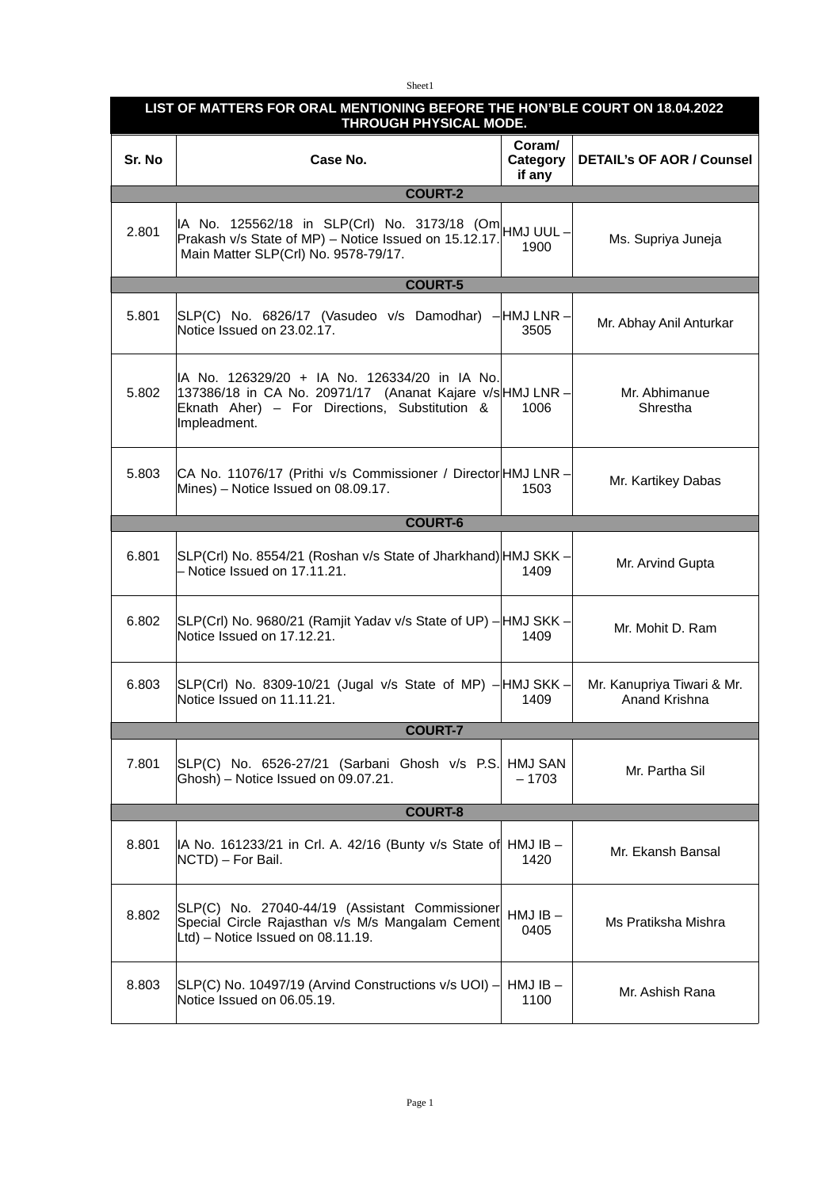| LIST OF MATTERS FOR ORAL MENTIONING BEFORE THE HON'BLE COURT ON 18.04.2022 THROUGH PHYSICAL MODE. | | | |
|---|---|---|---|
| **Sr. No** | **Case No.** | **Coram/ Category if any** | **DETAIL's OF AOR / Counsel** |
| **COURT-2** | | | |
| 2.801 | IA No. 125562/18 in SLP(Crl) No. 3173/18 (Om Prakash v/s State of MP) – Notice Issued on 15.12.17. Main Matter SLP(Crl) No. 9578-79/17. | HMJ UUL – 1900 | Ms. Supriya Juneja |
| **COURT-5** | | | |
| 5.801 | SLP(C) No. 6826/17 (Vasudeo v/s Damodhar) – Notice Issued on 23.02.17. | HMJ LNR – 3505 | Mr. Abhay Anil Anturkar |
| 5.802 | IA No. 126329/20 + IA No. 126334/20 in IA No. 137386/18 in CA No. 20971/17 (Ananat Kajare v/s Eknath Aher) – For Directions, Substitution & Impleadment. | HMJ LNR – 1006 | Mr. Abhimanue Shrestha |
| 5.803 | CA No. 11076/17 (Prithi v/s Commissioner / Director Mines) – Notice Issued on 08.09.17. | HMJ LNR – 1503 | Mr. Kartikey Dabas |
| **COURT-6** | | | |
| 6.801 | SLP(Crl) No. 8554/21 (Roshan v/s State of Jharkhand) – Notice Issued on 17.11.21. | HMJ SKK – 1409 | Mr. Arvind Gupta |
| 6.802 | SLP(Crl) No. 9680/21 (Ramjit Yadav v/s State of UP) – Notice Issued on 17.12.21. | HMJ SKK – 1409 | Mr. Mohit D. Ram |
| 6.803 | SLP(Crl) No. 8309-10/21 (Jugal v/s State of MP) – Notice Issued on 11.11.21. | HMJ SKK – 1409 | Mr. Kanupriya Tiwari & Mr. Anand Krishna |
| **COURT-7** | | | |
| 7.801 | SLP(C) No. 6526-27/21 (Sarbani Ghosh v/s P.S. Ghosh) – Notice Issued on 09.07.21. | HMJ SAN – 1703 | Mr. Partha Sil |
| **COURT-8** | | | |
| 8.801 | IA No. 161233/21 in Crl. A. 42/16 (Bunty v/s State of NCTD) – For Bail. | HMJ IB – 1420 | Mr. Ekansh Bansal |
| 8.802 | SLP(C) No. 27040-44/19 (Assistant Commissioner Special Circle Rajasthan v/s M/s Mangalam Cement Ltd) – Notice Issued on 08.11.19. | HMJ IB – 0405 | Ms Pratiksha Mishra |
| 8.803 | SLP(C) No. 10497/19 (Arvind Constructions v/s UOI) – Notice Issued on 06.05.19. | HMJ IB – 1100 | Mr. Ashish Rana |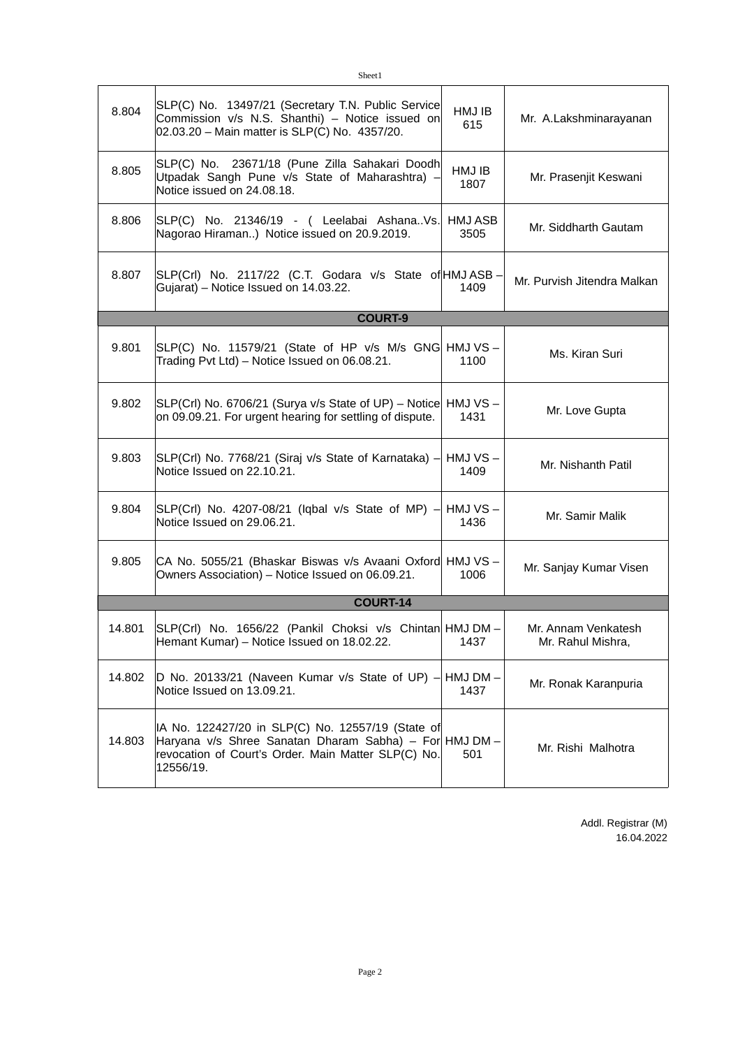| | | | |
|---|---|---|---|
| 8.804 | SLP(C) No. 13497/21 (Secretary T.N. Public Service Commission v/s N.S. Shanthi) – Notice issued on 02.03.20 – Main matter is SLP(C) No. 4357/20. | HMJ IB 615 | Mr. A.Lakshminarayanan |
| 8.805 | SLP(C) No. 23671/18 (Pune Zilla Sahakari Doodh Utpadak Sangh Pune v/s State of Maharashtra) – Notice issued on 24.08.18. | HMJ IB 1807 | Mr. Prasenjit Keswani |
| 8.806 | SLP(C) No. 21346/19 - ( Leelabai Ashana..Vs. Nagorao Hiraman..) Notice issued on 20.9.2019. | HMJ ASB 3505 | Mr. Siddharth Gautam |
| 8.807 | SLP(Crl) No. 2117/22 (C.T. Godara v/s State of Gujarat) – Notice Issued on 14.03.22. | HMJ ASB – 1409 | Mr. Purvish Jitendra Malkan |
| **COURT-9** | | | |
| 9.801 | SLP(C) No. 11579/21 (State of HP v/s M/s GNG Trading Pvt Ltd) – Notice Issued on 06.08.21. | HMJ VS – 1100 | Ms. Kiran Suri |
| 9.802 | SLP(Crl) No. 6706/21 (Surya v/s State of UP) – Notice on 09.09.21. For urgent hearing for settling of dispute. | HMJ VS – 1431 | Mr. Love Gupta |
| 9.803 | SLP(Crl) No. 7768/21 (Siraj v/s State of Karnataka) – Notice Issued on 22.10.21. | HMJ VS – 1409 | Mr. Nishanth Patil |
| 9.804 | SLP(Crl) No. 4207-08/21 (Iqbal v/s State of MP) – Notice Issued on 29.06.21. | HMJ VS – 1436 | Mr. Samir Malik |
| 9.805 | CA No. 5055/21 (Bhaskar Biswas v/s Avaani Oxford Owners Association) – Notice Issued on 06.09.21. | HMJ VS – 1006 | Mr. Sanjay Kumar Visen |
| **COURT-14** | | | |
| 14.801 | SLP(Crl) No. 1656/22 (Pankil Choksi v/s Chintan Hemant Kumar) – Notice Issued on 18.02.22. | HMJ DM – 1437 | Mr. Annam Venkatesh<br>Mr. Rahul Mishra, |
| 14.802 | D No. 20133/21 (Naveen Kumar v/s State of UP) – Notice Issued on 13.09.21. | HMJ DM – 1437 | Mr. Ronak Karanpuria |
| 14.803 | IA No. 122427/20 in SLP(C) No. 12557/19 (State of Haryana v/s Shree Sanatan Dharam Sabha) – For revocation of Court's Order. Main Matter SLP(C) No. 12556/19. | HMJ DM – 501 | Mr. Rishi Malhotra |

Addl. Registrar (M)
16.04.2022